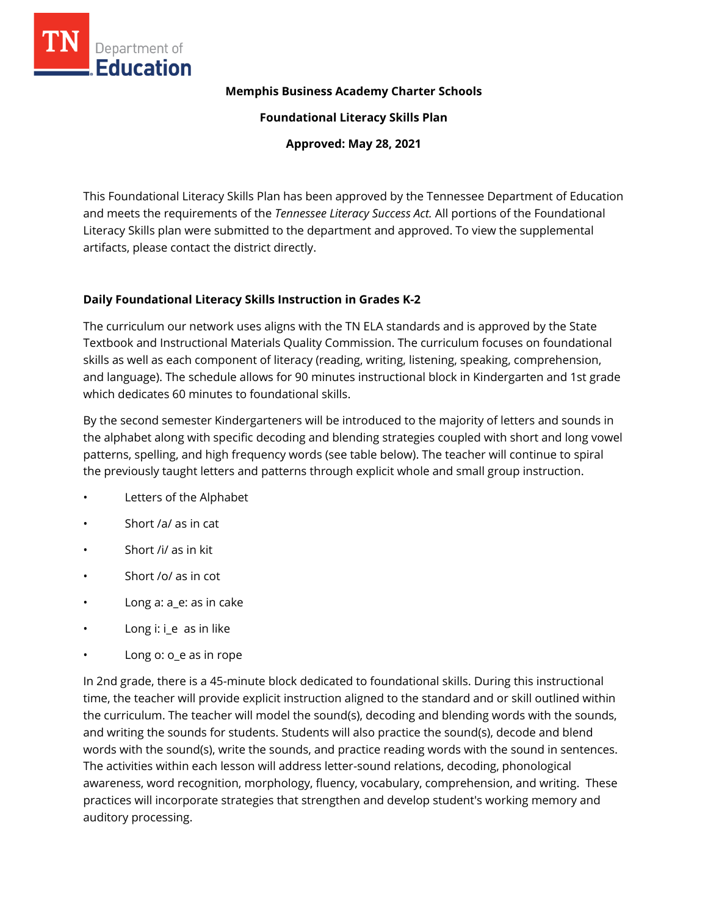**Memphis Business Academy Charter Schools**

**Foundational Literacy Skills Plan**

**Approved: May 28, 2021**

This Foundational Literacy Skills Plan has been approved by the Tennessee Department of Education and meets the requirements of the *Tennessee Literacy Success Act.* All portions of the Foundational Literacy Skills plan were submitted to the department and approved. To view the supplemental artifacts, please contact the district directly.

## Daily Foundational Literacy Skills Instruction in Grades K-2

The curriculum our network uses aligns with the TN ELA standards and is approved by the State Textbook and Instructional Materials Quality Commission. The curriculum focuses on foundational skills as well as each component of literacy (reading, writing, listening, speaking, comprehension, and language). The schedule allows for 90 minutes instructional block in Kindergarten and 1st grade which dedicates 60 minutes to foundational skills.

By the second semester Kindergarteners will be introduced to the majority of letters and sounds in the alphabet along with specific decoding and blending strategies coupled with short and long vowel patterns, spelling, and high frequency words (see table below). The teacher will continue to spiral the previously taught letters and patterns through explicit whole and small group instruction.

- Letters of the Alphabet
- Short /a/ as in cat
- Short /i/ as in kit
- Short /o/ as in cot
- Long a: a_e: as in cake
- Long i: i_e as in like
- Long o: o_e as in rope

In 2nd grade, there is a 45-minute block dedicated to foundational skills. During this instructional time, the teacher will provide explicit instruction aligned to the standard and or skill outlined within the curriculum. The teacher will model the sound(s), decoding and blending words with the sounds, and writing the sounds for students. Students will also practice the sound(s), decode and blend words with the sound(s), write the sounds, and practice reading words with the sound in sentences. The activities within each lesson will address letter-sound relations, decoding, phonological awareness, word recognition, morphology, fluency, vocabulary, comprehension, and writing. These practices will incorporate strategies that strengthen and develop student's working memory and auditory processing.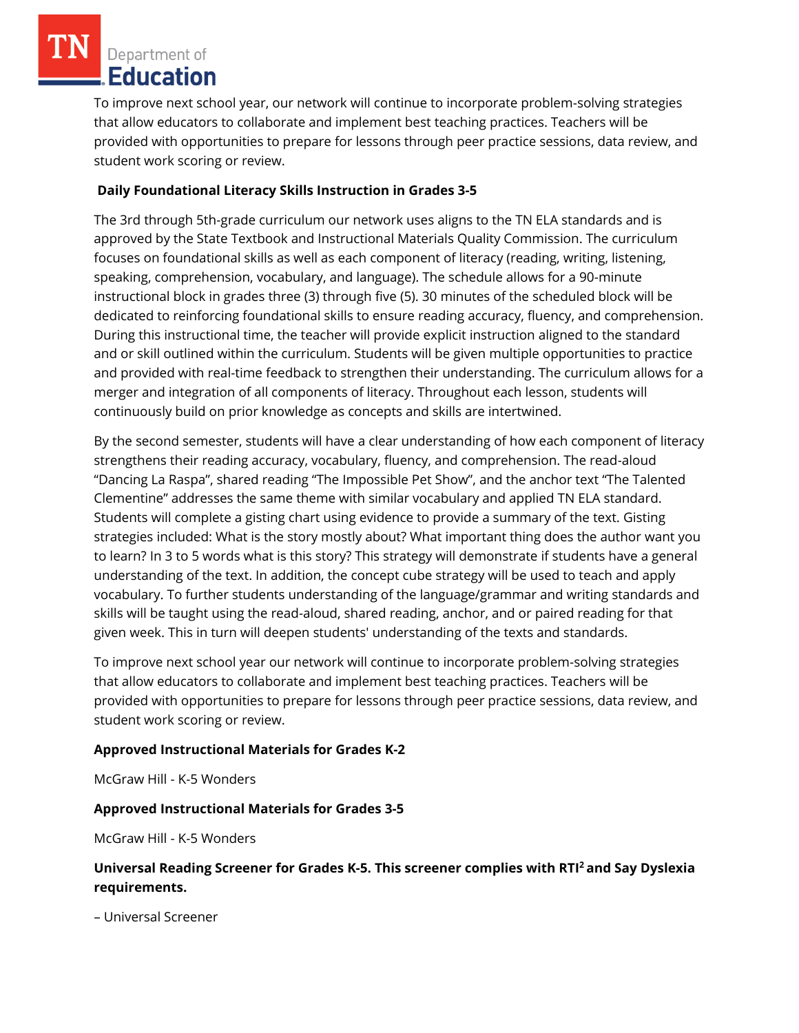To improve next school year, our network will continue to incorporate problem-solving strategies that allow educators to collaborate and implement best teaching practices. Teachers will be provided with opportunities to prepare for lessons through peer practice sessions, data review, and student work scoring or review.

**Daily Foundational Literacy Skills Instruction in Grades 3-5**

The 3rd through 5th-grade curriculum our network uses aligns to the TN ELA standards and is approved by the State Textbook and Instructional Materials Quality Commission. The curriculum focuses on foundational skills as well as each component of literacy (reading, writing, listening, speaking, comprehension, vocabulary, and language). The schedule allows for a 90-minute instructional block in grades three (3) through five (5). 30 minutes of the scheduled block will be dedicated to reinforcing foundational skills to ensure reading accuracy, fluency, and comprehension. During this instructional time, the teacher will provide explicit instruction aligned to the standard and or skill outlined within the curriculum. Students will be given multiple opportunities to practice and provided with real-time feedback to strengthen their understanding. The curriculum allows for a merger and integration of all components of literacy. Throughout each lesson, students will continuously build on prior knowledge as concepts and skills are intertwined.

By the second semester, students will have a clear understanding of how each component of literacy strengthens their reading accuracy, vocabulary, fluency, and comprehension. The read-aloud "Dancing La Raspa", shared reading "The Impossible Pet Show", and the anchor text "The Talented Clementine" addresses the same theme with similar vocabulary and applied TN ELA standard. Students will complete a gisting chart using evidence to provide a summary of the text. Gisting strategies included: What is the story mostly about? What important thing does the author want you to learn? In 3 to 5 words what is this story? This strategy will demonstrate if students have a general understanding of the text. In addition, the concept cube strategy will be used to teach and apply vocabulary. To further students understanding of the language/grammar and writing standards and skills will be taught using the read-aloud, shared reading, anchor, and or paired reading for that given week. This in turn will deepen students' understanding of the texts and standards.

To improve next school year our network will continue to incorporate problem-solving strategies that allow educators to collaborate and implement best teaching practices. Teachers will be provided with opportunities to prepare for lessons through peer practice sessions, data review, and student work scoring or review.

**Approved Instructional Materials for Grades K-2**

McGraw Hill - K-5 Wonders

**Approved Instructional Materials for Grades 3-5**

McGraw Hill - K-5 Wonders

**Universal Reading Screener for Grades K-5. This screener complies with RTI$^2$ and Say Dyslexia requirements.**

– Universal Screener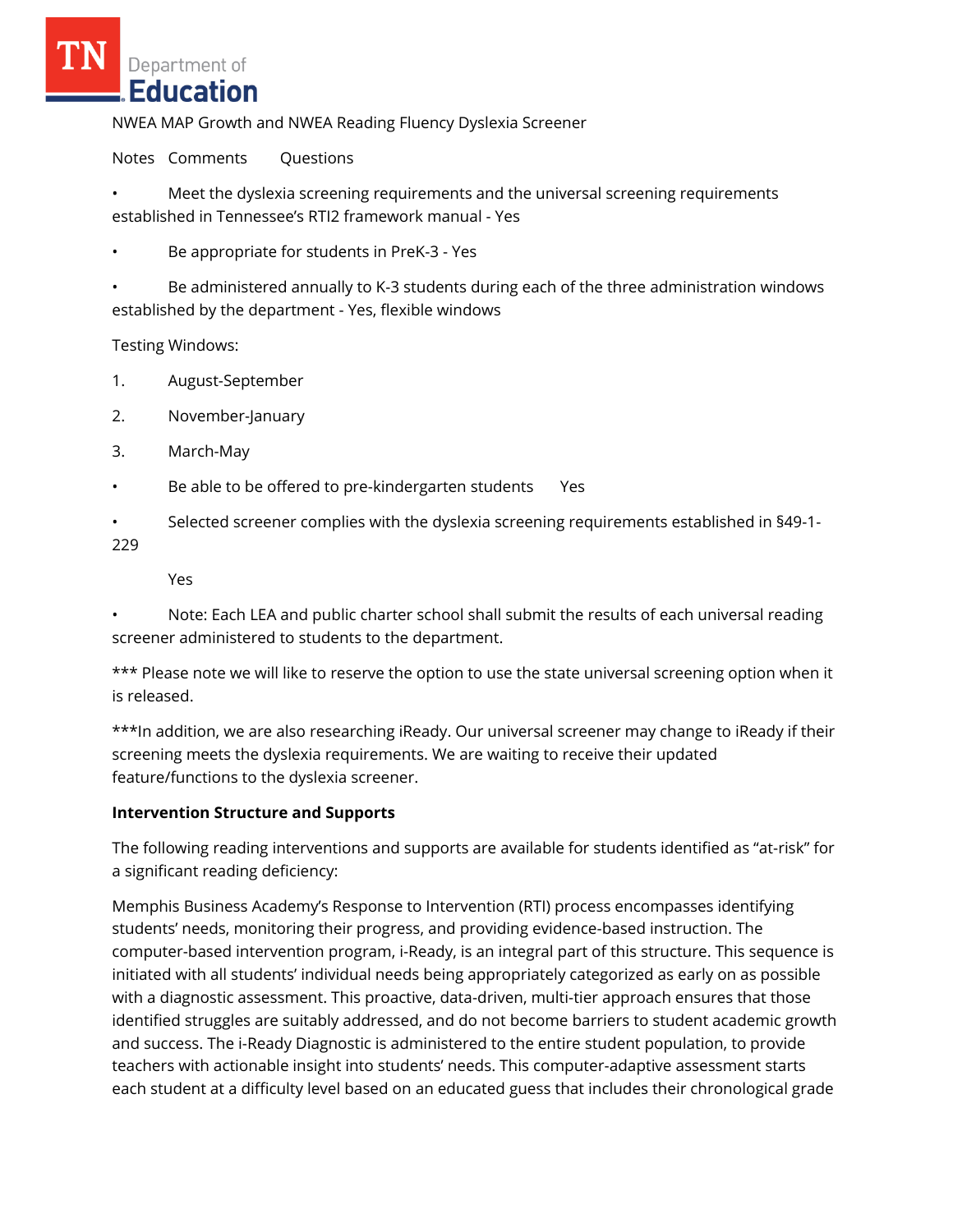NWEA MAP Growth and NWEA Reading Fluency Dyslexia Screener

Notes Comments Questions

- Meet the dyslexia screening requirements and the universal screening requirements established in Tennessee's RTI2 framework manual - Yes
- Be appropriate for students in PreK-3 - Yes
- Be administered annually to K-3 students during each of the three administration windows established by the department - Yes, flexible windows

Testing Windows:

1. August-September
2. November-January
3. March-May

- Be able to be offered to pre-kindergarten students Yes
- Selected screener complies with the dyslexia screening requirements established in §49-1-229

  Yes

- Note: Each LEA and public charter school shall submit the results of each universal reading screener administered to students to the department.

*** Please note we will like to reserve the option to use the state universal screening option when it is released.

***In addition, we are also researching iReady. Our universal screener may change to iReady if their screening meets the dyslexia requirements. We are waiting to receive their updated feature/functions to the dyslexia screener.

**Intervention Structure and Supports**

The following reading interventions and supports are available for students identified as "at-risk" for a significant reading deficiency:

Memphis Business Academy's Response to Intervention (RTI) process encompasses identifying students' needs, monitoring their progress, and providing evidence-based instruction. The computer-based intervention program, i-Ready, is an integral part of this structure. This sequence is initiated with all students' individual needs being appropriately categorized as early on as possible with a diagnostic assessment. This proactive, data-driven, multi-tier approach ensures that those identified struggles are suitably addressed, and do not become barriers to student academic growth and success. The i-Ready Diagnostic is administered to the entire student population, to provide teachers with actionable insight into students' needs. This computer-adaptive assessment starts each student at a difficulty level based on an educated guess that includes their chronological grade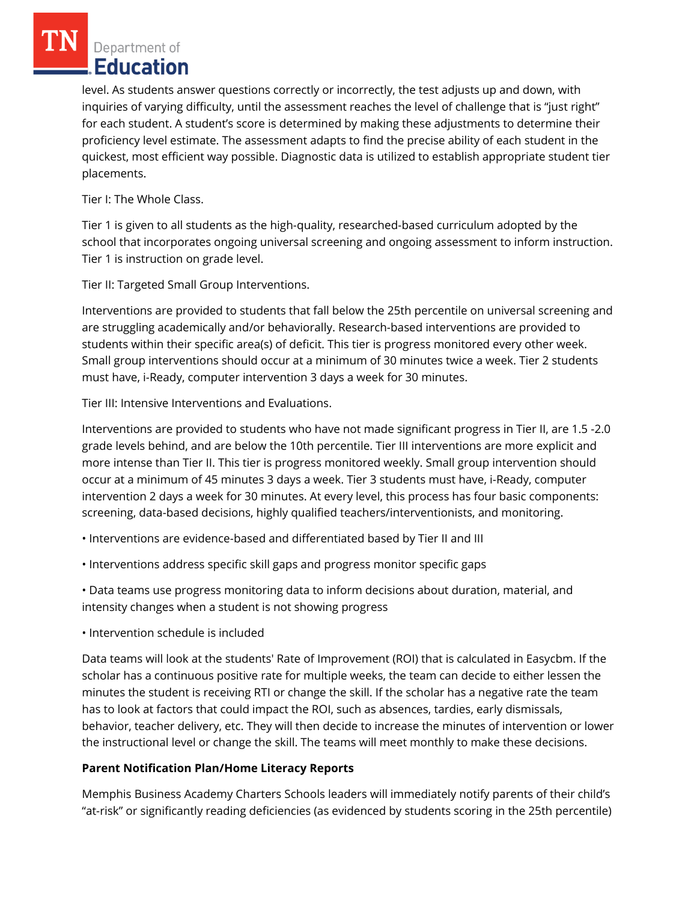level. As students answer questions correctly or incorrectly, the test adjusts up and down, with inquiries of varying difficulty, until the assessment reaches the level of challenge that is "just right" for each student. A student's score is determined by making these adjustments to determine their proficiency level estimate. The assessment adapts to find the precise ability of each student in the quickest, most efficient way possible. Diagnostic data is utilized to establish appropriate student tier placements.

Tier I: The Whole Class.

Tier 1 is given to all students as the high-quality, researched-based curriculum adopted by the school that incorporates ongoing universal screening and ongoing assessment to inform instruction. Tier 1 is instruction on grade level.

Tier II: Targeted Small Group Interventions.

Interventions are provided to students that fall below the 25th percentile on universal screening and are struggling academically and/or behaviorally. Research-based interventions are provided to students within their specific area(s) of deficit. This tier is progress monitored every other week. Small group interventions should occur at a minimum of 30 minutes twice a week. Tier 2 students must have, i-Ready, computer intervention 3 days a week for 30 minutes.

Tier III: Intensive Interventions and Evaluations.

Interventions are provided to students who have not made significant progress in Tier II, are 1.5 -2.0 grade levels behind, and are below the 10th percentile. Tier III interventions are more explicit and more intense than Tier II. This tier is progress monitored weekly. Small group intervention should occur at a minimum of 45 minutes 3 days a week. Tier 3 students must have, i-Ready, computer intervention 2 days a week for 30 minutes. At every level, this process has four basic components: screening, data-based decisions, highly qualified teachers/interventionists, and monitoring.

- Interventions are evidence-based and differentiated based by Tier II and III
- Interventions address specific skill gaps and progress monitor specific gaps
- Data teams use progress monitoring data to inform decisions about duration, material, and intensity changes when a student is not showing progress
- Intervention schedule is included

Data teams will look at the students' Rate of Improvement (ROI) that is calculated in Easycbm. If the scholar has a continuous positive rate for multiple weeks, the team can decide to either lessen the minutes the student is receiving RTI or change the skill. If the scholar has a negative rate the team has to look at factors that could impact the ROI, such as absences, tardies, early dismissals, behavior, teacher delivery, etc. They will then decide to increase the minutes of intervention or lower the instructional level or change the skill. The teams will meet monthly to make these decisions.

**Parent Notification Plan/Home Literacy Reports**

Memphis Business Academy Charters Schools leaders will immediately notify parents of their child's "at-risk" or significantly reading deficiencies (as evidenced by students scoring in the 25th percentile)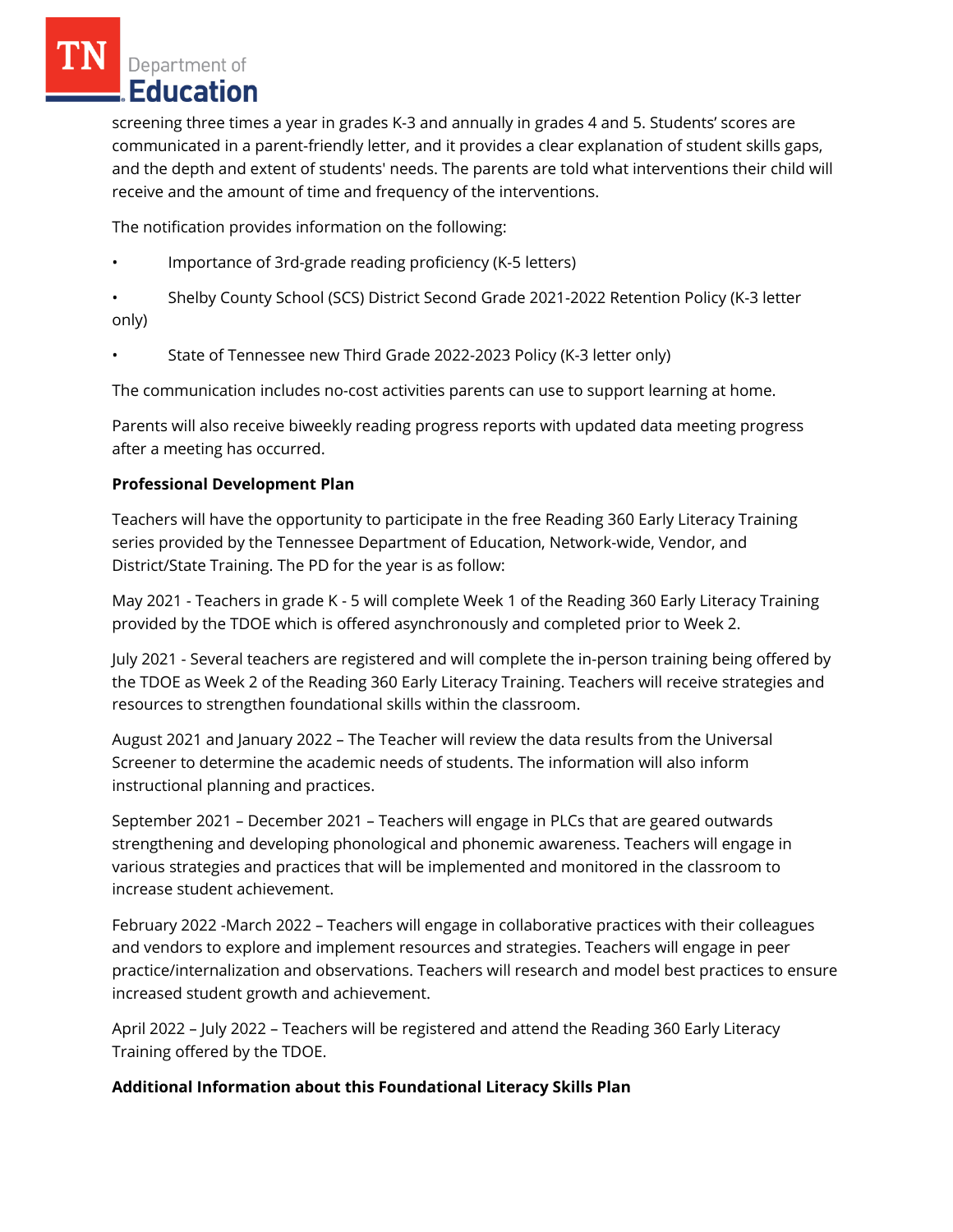screening three times a year in grades K-3 and annually in grades 4 and 5. Students' scores are communicated in a parent-friendly letter, and it provides a clear explanation of student skills gaps, and the depth and extent of students' needs. The parents are told what interventions their child will receive and the amount of time and frequency of the interventions.

The notification provides information on the following:

- Importance of 3rd-grade reading proficiency (K-5 letters)
- Shelby County School (SCS) District Second Grade 2021-2022 Retention Policy (K-3 letter only)
- State of Tennessee new Third Grade 2022-2023 Policy (K-3 letter only)

The communication includes no-cost activities parents can use to support learning at home.

Parents will also receive biweekly reading progress reports with updated data meeting progress after a meeting has occurred.

**Professional Development Plan**

Teachers will have the opportunity to participate in the free Reading 360 Early Literacy Training series provided by the Tennessee Department of Education, Network-wide, Vendor, and District/State Training. The PD for the year is as follow:

May 2021 - Teachers in grade K - 5 will complete Week 1 of the Reading 360 Early Literacy Training provided by the TDOE which is offered asynchronously and completed prior to Week 2.

July 2021 - Several teachers are registered and will complete the in-person training being offered by the TDOE as Week 2 of the Reading 360 Early Literacy Training. Teachers will receive strategies and resources to strengthen foundational skills within the classroom.

August 2021 and January 2022 – The Teacher will review the data results from the Universal Screener to determine the academic needs of students. The information will also inform instructional planning and practices.

September 2021 – December 2021 – Teachers will engage in PLCs that are geared outwards strengthening and developing phonological and phonemic awareness. Teachers will engage in various strategies and practices that will be implemented and monitored in the classroom to increase student achievement.

February 2022 -March 2022 – Teachers will engage in collaborative practices with their colleagues and vendors to explore and implement resources and strategies. Teachers will engage in peer practice/internalization and observations. Teachers will research and model best practices to ensure increased student growth and achievement.

April 2022 – July 2022 – Teachers will be registered and attend the Reading 360 Early Literacy Training offered by the TDOE.

**Additional Information about this Foundational Literacy Skills Plan**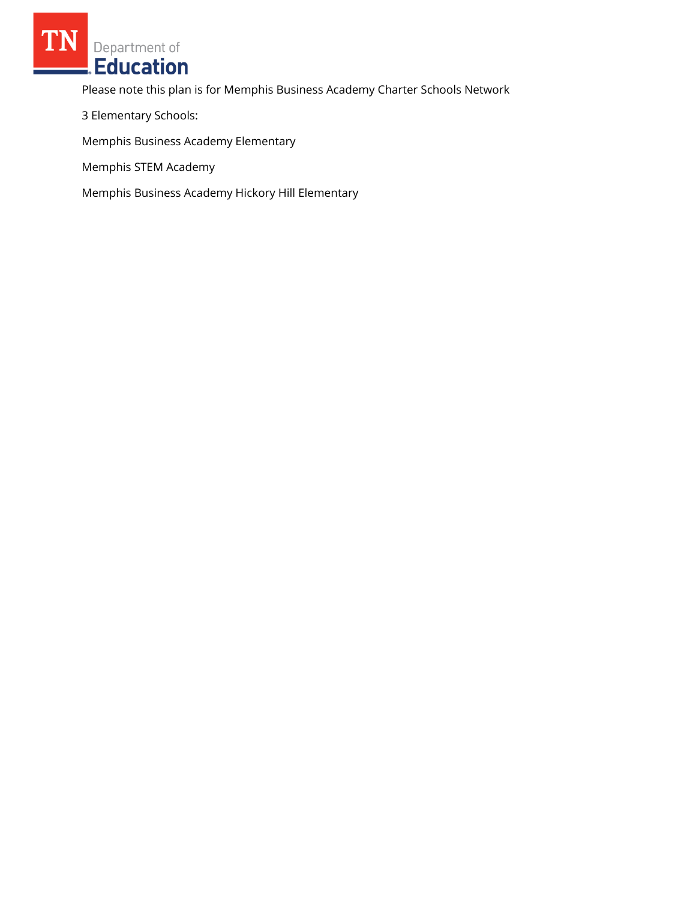Please note this plan is for Memphis Business Academy Charter Schools Network

3 Elementary Schools:

Memphis Business Academy Elementary

Memphis STEM Academy

Memphis Business Academy Hickory Hill Elementary